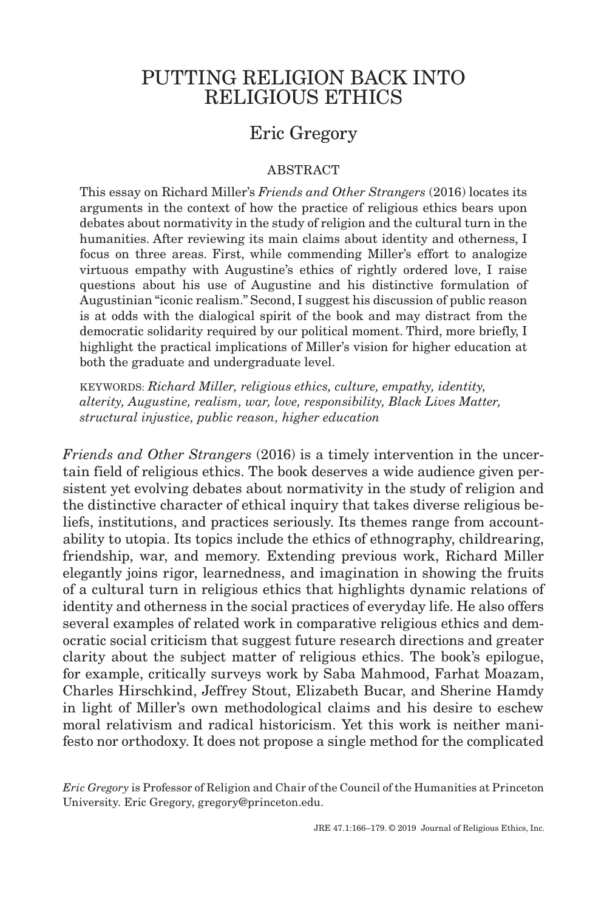# PUTTING RELIGION BACK INTO RELIGIOUS ETHICS

## Eric Gregory

### ABSTRACT

This essay on Richard Miller's *Friends and Other Strangers* (2016) locates its arguments in the context of how the practice of religious ethics bears upon debates about normativity in the study of religion and the cultural turn in the humanities. After reviewing its main claims about identity and otherness, I focus on three areas. First, while commending Miller's effort to analogize virtuous empathy with Augustine's ethics of rightly ordered love, I raise questions about his use of Augustine and his distinctive formulation of Augustinian "iconic realism." Second, I suggest his discussion of public reason is at odds with the dialogical spirit of the book and may distract from the democratic solidarity required by our political moment. Third, more briefly, I highlight the practical implications of Miller's vision for higher education at both the graduate and undergraduate level.

KEYWORDS: *Richard Miller, religious ethics, culture, empathy, identity, alterity, Augustine, realism, war, love, responsibility, Black Lives Matter, structural injustice, public reason, higher education*

*Friends and Other Strangers* (2016) is a timely intervention in the uncertain field of religious ethics. The book deserves a wide audience given persistent yet evolving debates about normativity in the study of religion and the distinctive character of ethical inquiry that takes diverse religious beliefs, institutions, and practices seriously. Its themes range from accountability to utopia. Its topics include the ethics of ethnography, childrearing, friendship, war, and memory. Extending previous work, Richard Miller elegantly joins rigor, learnedness, and imagination in showing the fruits of a cultural turn in religious ethics that highlights dynamic relations of identity and otherness in the social practices of everyday life. He also offers several examples of related work in comparative religious ethics and democratic social criticism that suggest future research directions and greater clarity about the subject matter of religious ethics. The book's epilogue, for example, critically surveys work by Saba Mahmood, Farhat Moazam, Charles Hirschkind, Jeffrey Stout, Elizabeth Bucar, and Sherine Hamdy in light of Miller's own methodological claims and his desire to eschew moral relativism and radical historicism. Yet this work is neither manifesto nor orthodoxy. It does not propose a single method for the complicated

*Eric Gregory* is Professor of Religion and Chair of the Council of the Humanities at Princeton University. Eric Gregory, gregory@princeton.edu.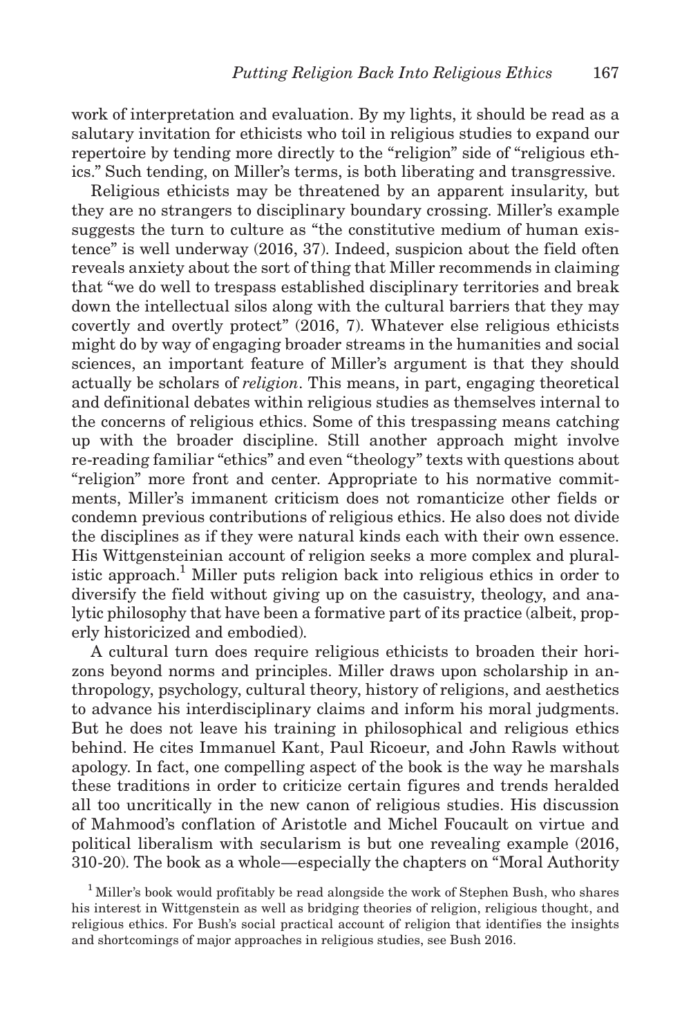work of interpretation and evaluation. By my lights, it should be read as a salutary invitation for ethicists who toil in religious studies to expand our repertoire by tending more directly to the "religion" side of "religious ethics." Such tending, on Miller's terms, is both liberating and transgressive.

Religious ethicists may be threatened by an apparent insularity, but they are no strangers to disciplinary boundary crossing. Miller's example suggests the turn to culture as "the constitutive medium of human existence" is well underway (2016, 37). Indeed, suspicion about the field often reveals anxiety about the sort of thing that Miller recommends in claiming that "we do well to trespass established disciplinary territories and break down the intellectual silos along with the cultural barriers that they may covertly and overtly protect" (2016, 7). Whatever else religious ethicists might do by way of engaging broader streams in the humanities and social sciences, an important feature of Miller's argument is that they should actually be scholars of *religion*. This means, in part, engaging theoretical and definitional debates within religious studies as themselves internal to the concerns of religious ethics. Some of this trespassing means catching up with the broader discipline. Still another approach might involve re-reading familiar "ethics" and even "theology" texts with questions about "religion" more front and center. Appropriate to his normative commitments, Miller's immanent criticism does not romanticize other fields or condemn previous contributions of religious ethics. He also does not divide the disciplines as if they were natural kinds each with their own essence. His Wittgensteinian account of religion seeks a more complex and pluralistic approach.[1] Miller puts religion back into religious ethics in order to diversify the field without giving up on the casuistry, theology, and analytic philosophy that have been a formative part of its practice (albeit, properly historicized and embodied).

A cultural turn does require religious ethicists to broaden their horizons beyond norms and principles. Miller draws upon scholarship in anthropology, psychology, cultural theory, history of religions, and aesthetics to advance his interdisciplinary claims and inform his moral judgments. But he does not leave his training in philosophical and religious ethics behind. He cites Immanuel Kant, Paul Ricoeur, and John Rawls without apology. In fact, one compelling aspect of the book is the way he marshals these traditions in order to criticize certain figures and trends heralded all too uncritically in the new canon of religious studies. His discussion of Mahmood's conflation of Aristotle and Michel Foucault on virtue and political liberalism with secularism is but one revealing example (2016, 310-20). The book as a whole—especially the chapters on "Moral Authority

[1] Miller's book would profitably be read alongside the work of Stephen Bush, who shares his interest in Wittgenstein as well as bridging theories of religion, religious thought, and religious ethics. For Bush's social practical account of religion that identifies the insights and shortcomings of major approaches in religious studies, see Bush 2016.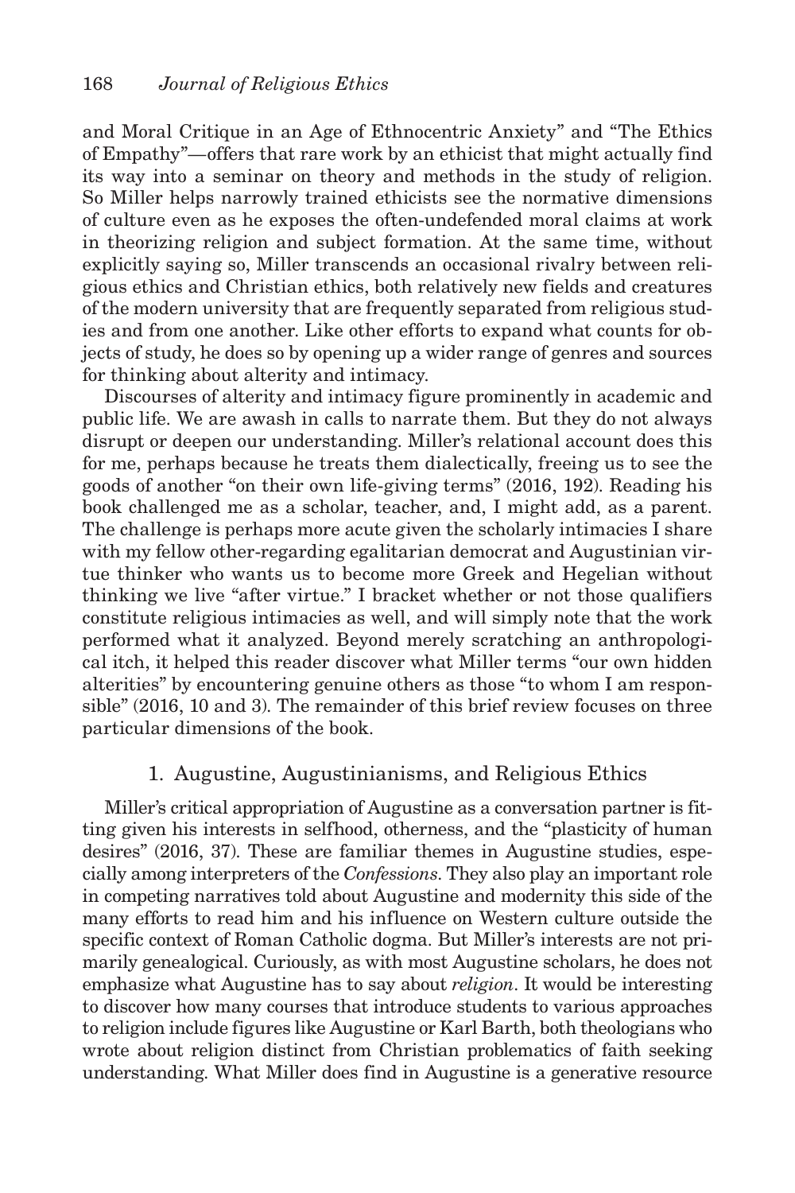and Moral Critique in an Age of Ethnocentric Anxiety" and "The Ethics of Empathy"—offers that rare work by an ethicist that might actually find its way into a seminar on theory and methods in the study of religion. So Miller helps narrowly trained ethicists see the normative dimensions of culture even as he exposes the often-undefended moral claims at work in theorizing religion and subject formation. At the same time, without explicitly saying so, Miller transcends an occasional rivalry between religious ethics and Christian ethics, both relatively new fields and creatures of the modern university that are frequently separated from religious studies and from one another. Like other efforts to expand what counts for objects of study, he does so by opening up a wider range of genres and sources for thinking about alterity and intimacy.

Discourses of alterity and intimacy figure prominently in academic and public life. We are awash in calls to narrate them. But they do not always disrupt or deepen our understanding. Miller's relational account does this for me, perhaps because he treats them dialectically, freeing us to see the goods of another "on their own life-giving terms" (2016, 192). Reading his book challenged me as a scholar, teacher, and, I might add, as a parent. The challenge is perhaps more acute given the scholarly intimacies I share with my fellow other-regarding egalitarian democrat and Augustinian virtue thinker who wants us to become more Greek and Hegelian without thinking we live "after virtue." I bracket whether or not those qualifiers constitute religious intimacies as well, and will simply note that the work performed what it analyzed. Beyond merely scratching an anthropological itch, it helped this reader discover what Miller terms "our own hidden alterities" by encountering genuine others as those "to whom I am responsible" (2016, 10 and 3). The remainder of this brief review focuses on three particular dimensions of the book.

## 1. Augustine, Augustinianisms, and Religious Ethics

Miller's critical appropriation of Augustine as a conversation partner is fitting given his interests in selfhood, otherness, and the "plasticity of human desires" (2016, 37). These are familiar themes in Augustine studies, especially among interpreters of the *Confessions*. They also play an important role in competing narratives told about Augustine and modernity this side of the many efforts to read him and his influence on Western culture outside the specific context of Roman Catholic dogma. But Miller's interests are not primarily genealogical. Curiously, as with most Augustine scholars, he does not emphasize what Augustine has to say about *religion*. It would be interesting to discover how many courses that introduce students to various approaches to religion include figures like Augustine or Karl Barth, both theologians who wrote about religion distinct from Christian problematics of faith seeking understanding. What Miller does find in Augustine is a generative resource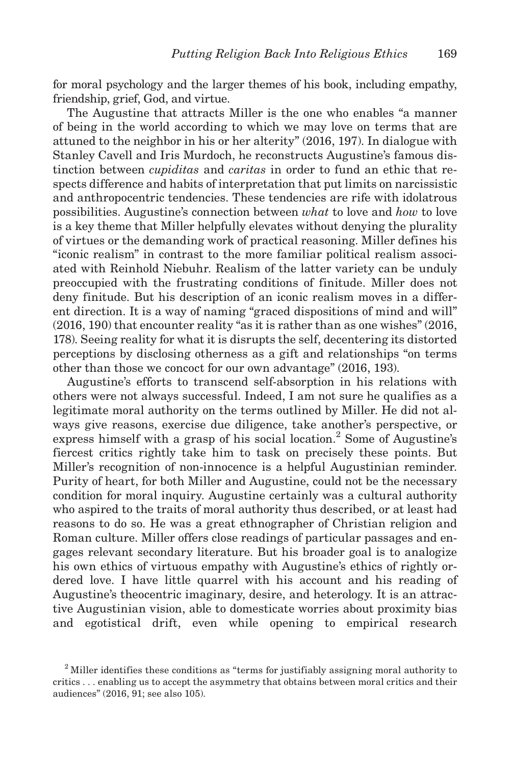for moral psychology and the larger themes of his book, including empathy, friendship, grief, God, and virtue.

The Augustine that attracts Miller is the one who enables "a manner of being in the world according to which we may love on terms that are attuned to the neighbor in his or her alterity" (2016, 197). In dialogue with Stanley Cavell and Iris Murdoch, he reconstructs Augustine's famous distinction between *cupiditas* and *caritas* in order to fund an ethic that respects difference and habits of interpretation that put limits on narcissistic and anthropocentric tendencies. These tendencies are rife with idolatrous possibilities. Augustine's connection between *what* to love and *how* to love is a key theme that Miller helpfully elevates without denying the plurality of virtues or the demanding work of practical reasoning. Miller defines his "iconic realism" in contrast to the more familiar political realism associated with Reinhold Niebuhr. Realism of the latter variety can be unduly preoccupied with the frustrating conditions of finitude. Miller does not deny finitude. But his description of an iconic realism moves in a different direction. It is a way of naming "graced dispositions of mind and will" (2016, 190) that encounter reality "as it is rather than as one wishes" (2016, 178). Seeing reality for what it is disrupts the self, decentering its distorted perceptions by disclosing otherness as a gift and relationships "on terms other than those we concoct for our own advantage" (2016, 193).

Augustine's efforts to transcend self-absorption in his relations with others were not always successful. Indeed, I am not sure he qualifies as a legitimate moral authority on the terms outlined by Miller. He did not always give reasons, exercise due diligence, take another's perspective, or express himself with a grasp of his social location.[2] Some of Augustine's fiercest critics rightly take him to task on precisely these points. But Miller's recognition of non-innocence is a helpful Augustinian reminder. Purity of heart, for both Miller and Augustine, could not be the necessary condition for moral inquiry. Augustine certainly was a cultural authority who aspired to the traits of moral authority thus described, or at least had reasons to do so. He was a great ethnographer of Christian religion and Roman culture. Miller offers close readings of particular passages and engages relevant secondary literature. But his broader goal is to analogize his own ethics of virtuous empathy with Augustine's ethics of rightly ordered love. I have little quarrel with his account and his reading of Augustine's theocentric imaginary, desire, and heterology. It is an attractive Augustinian vision, able to domesticate worries about proximity bias and egotistical drift, even while opening to empirical research

[2] Miller identifies these conditions as "terms for justifiably assigning moral authority to critics . . . enabling us to accept the asymmetry that obtains between moral critics and their audiences" (2016, 91; see also 105).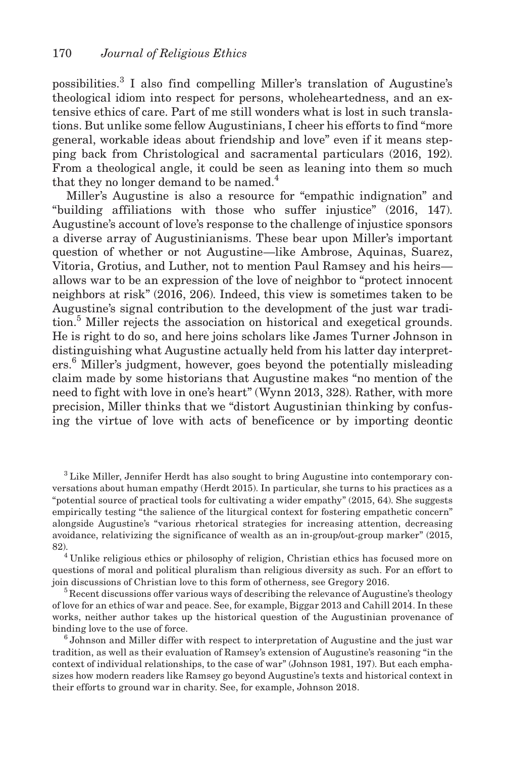possibilities.[3] I also find compelling Miller's translation of Augustine's theological idiom into respect for persons, wholeheartedness, and an extensive ethics of care. Part of me still wonders what is lost in such translations. But unlike some fellow Augustinians, I cheer his efforts to find "more general, workable ideas about friendship and love" even if it means stepping back from Christological and sacramental particulars (2016, 192). From a theological angle, it could be seen as leaning into them so much that they no longer demand to be named.[4]

Miller's Augustine is also a resource for "empathic indignation" and "building affiliations with those who suffer injustice" (2016, 147). Augustine's account of love's response to the challenge of injustice sponsors a diverse array of Augustinianisms. These bear upon Miller's important question of whether or not Augustine—like Ambrose, Aquinas, Suarez, Vitoria, Grotius, and Luther, not to mention Paul Ramsey and his heirs—allows war to be an expression of the love of neighbor to "protect innocent neighbors at risk" (2016, 206). Indeed, this view is sometimes taken to be Augustine's signal contribution to the development of the just war tradition.[5] Miller rejects the association on historical and exegetical grounds. He is right to do so, and here joins scholars like James Turner Johnson in distinguishing what Augustine actually held from his latter day interpreters.[6] Miller's judgment, however, goes beyond the potentially misleading claim made by some historians that Augustine makes "no mention of the need to fight with love in one's heart" (Wynn 2013, 328). Rather, with more precision, Miller thinks that we "distort Augustinian thinking by confusing the virtue of love with acts of beneficence or by importing deontic

[3] Like Miller, Jennifer Herdt has also sought to bring Augustine into contemporary conversations about human empathy (Herdt 2015). In particular, she turns to his practices as a "potential source of practical tools for cultivating a wider empathy" (2015, 64). She suggests empirically testing "the salience of the liturgical context for fostering empathetic concern" alongside Augustine's "various rhetorical strategies for increasing attention, decreasing avoidance, relativizing the significance of wealth as an in-group/out-group marker" (2015, 82).

[4] Unlike religious ethics or philosophy of religion, Christian ethics has focused more on questions of moral and political pluralism than religious diversity as such. For an effort to join discussions of Christian love to this form of otherness, see Gregory 2016.

[5] Recent discussions offer various ways of describing the relevance of Augustine's theology of love for an ethics of war and peace. See, for example, Biggar 2013 and Cahill 2014. In these works, neither author takes up the historical question of the Augustinian provenance of binding love to the use of force.

[6] Johnson and Miller differ with respect to interpretation of Augustine and the just war tradition, as well as their evaluation of Ramsey's extension of Augustine's reasoning "in the context of individual relationships, to the case of war" (Johnson 1981, 197). But each emphasizes how modern readers like Ramsey go beyond Augustine's texts and historical context in their efforts to ground war in charity. See, for example, Johnson 2018.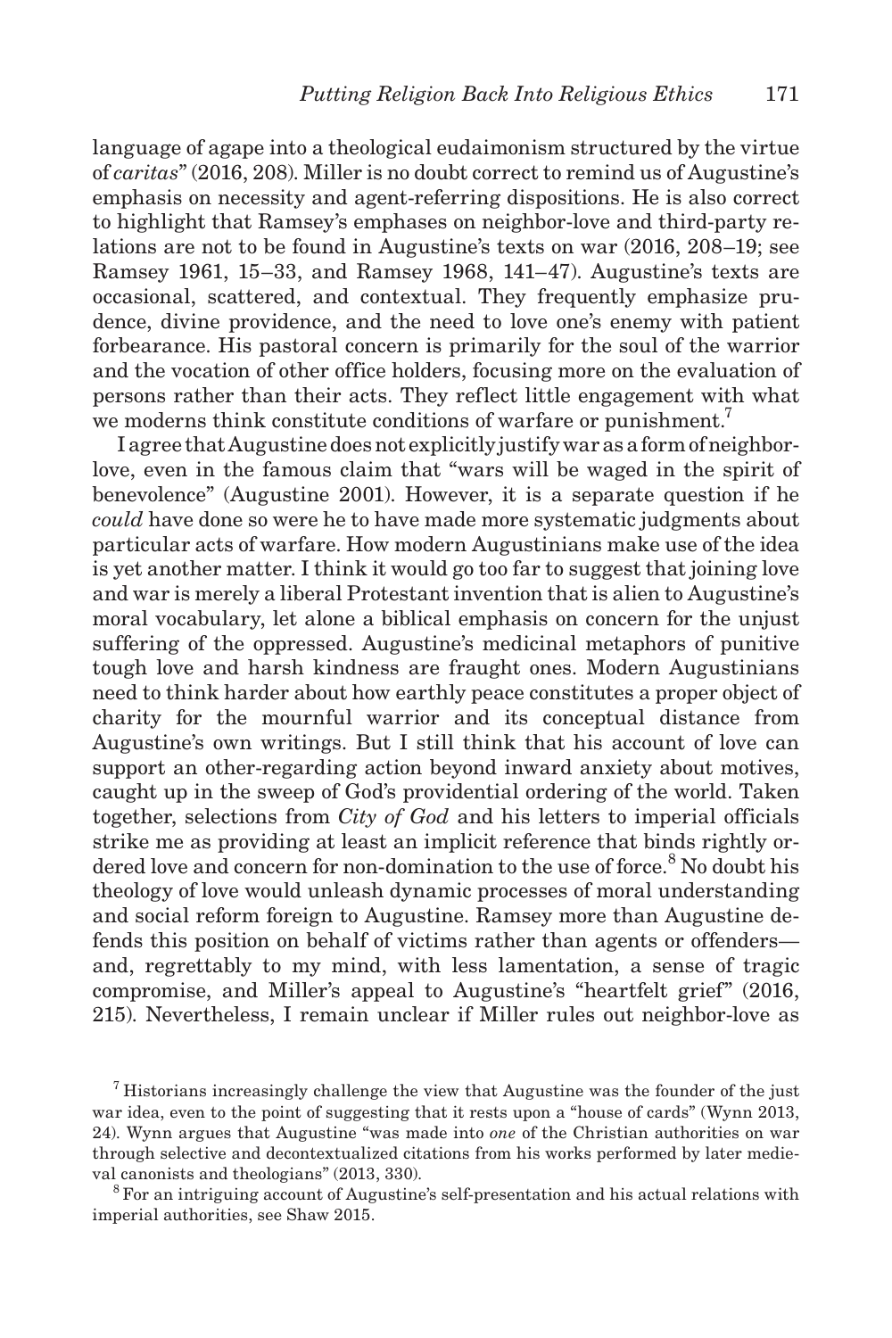language of agape into a theological eudaimonism structured by the virtue of *caritas*" (2016, 208). Miller is no doubt correct to remind us of Augustine's emphasis on necessity and agent-referring dispositions. He is also correct to highlight that Ramsey's emphases on neighbor-love and third-party relations are not to be found in Augustine's texts on war (2016, 208–19; see Ramsey 1961, 15–33, and Ramsey 1968, 141–47). Augustine's texts are occasional, scattered, and contextual. They frequently emphasize prudence, divine providence, and the need to love one's enemy with patient forbearance. His pastoral concern is primarily for the soul of the warrior and the vocation of other office holders, focusing more on the evaluation of persons rather than their acts. They reflect little engagement with what we moderns think constitute conditions of warfare or punishment.[7]

I agree that Augustine does not explicitly justify war as a form of neighbor-love, even in the famous claim that "wars will be waged in the spirit of benevolence" (Augustine 2001). However, it is a separate question if he *could* have done so were he to have made more systematic judgments about particular acts of warfare. How modern Augustinians make use of the idea is yet another matter. I think it would go too far to suggest that joining love and war is merely a liberal Protestant invention that is alien to Augustine's moral vocabulary, let alone a biblical emphasis on concern for the unjust suffering of the oppressed. Augustine's medicinal metaphors of punitive tough love and harsh kindness are fraught ones. Modern Augustinians need to think harder about how earthly peace constitutes a proper object of charity for the mournful warrior and its conceptual distance from Augustine's own writings. But I still think that his account of love can support an other-regarding action beyond inward anxiety about motives, caught up in the sweep of God's providential ordering of the world. Taken together, selections from *City of God* and his letters to imperial officials strike me as providing at least an implicit reference that binds rightly ordered love and concern for non-domination to the use of force.[8] No doubt his theology of love would unleash dynamic processes of moral understanding and social reform foreign to Augustine. Ramsey more than Augustine defends this position on behalf of victims rather than agents or offenders—and, regrettably to my mind, with less lamentation, a sense of tragic compromise, and Miller's appeal to Augustine's "heartfelt grief" (2016, 215). Nevertheless, I remain unclear if Miller rules out neighbor-love as

[7] Historians increasingly challenge the view that Augustine was the founder of the just war idea, even to the point of suggesting that it rests upon a "house of cards" (Wynn 2013, 24). Wynn argues that Augustine "was made into *one* of the Christian authorities on war through selective and decontextualized citations from his works performed by later medieval canonists and theologians" (2013, 330).

[8] For an intriguing account of Augustine's self-presentation and his actual relations with imperial authorities, see Shaw 2015.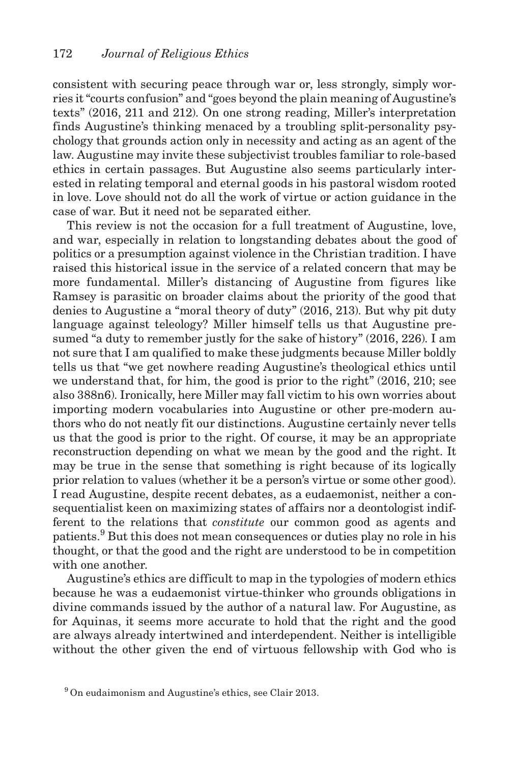consistent with securing peace through war or, less strongly, simply worries it "courts confusion" and "goes beyond the plain meaning of Augustine's texts" (2016, 211 and 212). On one strong reading, Miller's interpretation finds Augustine's thinking menaced by a troubling split-personality psychology that grounds action only in necessity and acting as an agent of the law. Augustine may invite these subjectivist troubles familiar to role-based ethics in certain passages. But Augustine also seems particularly interested in relating temporal and eternal goods in his pastoral wisdom rooted in love. Love should not do all the work of virtue or action guidance in the case of war. But it need not be separated either.

This review is not the occasion for a full treatment of Augustine, love, and war, especially in relation to longstanding debates about the good of politics or a presumption against violence in the Christian tradition. I have raised this historical issue in the service of a related concern that may be more fundamental. Miller's distancing of Augustine from figures like Ramsey is parasitic on broader claims about the priority of the good that denies to Augustine a "moral theory of duty" (2016, 213). But why pit duty language against teleology? Miller himself tells us that Augustine presumed "a duty to remember justly for the sake of history" (2016, 226). I am not sure that I am qualified to make these judgments because Miller boldly tells us that "we get nowhere reading Augustine's theological ethics until we understand that, for him, the good is prior to the right" (2016, 210; see also 388n6). Ironically, here Miller may fall victim to his own worries about importing modern vocabularies into Augustine or other pre-modern authors who do not neatly fit our distinctions. Augustine certainly never tells us that the good is prior to the right. Of course, it may be an appropriate reconstruction depending on what we mean by the good and the right. It may be true in the sense that something is right because of its logically prior relation to values (whether it be a person's virtue or some other good). I read Augustine, despite recent debates, as a eudaemonist, neither a consequentialist keen on maximizing states of affairs nor a deontologist indifferent to the relations that *constitute* our common good as agents and patients.[9] But this does not mean consequences or duties play no role in his thought, or that the good and the right are understood to be in competition with one another.

Augustine's ethics are difficult to map in the typologies of modern ethics because he was a eudaemonist virtue-thinker who grounds obligations in divine commands issued by the author of a natural law. For Augustine, as for Aquinas, it seems more accurate to hold that the right and the good are always already intertwined and interdependent. Neither is intelligible without the other given the end of virtuous fellowship with God who is

[9] On eudaimonism and Augustine's ethics, see Clair 2013.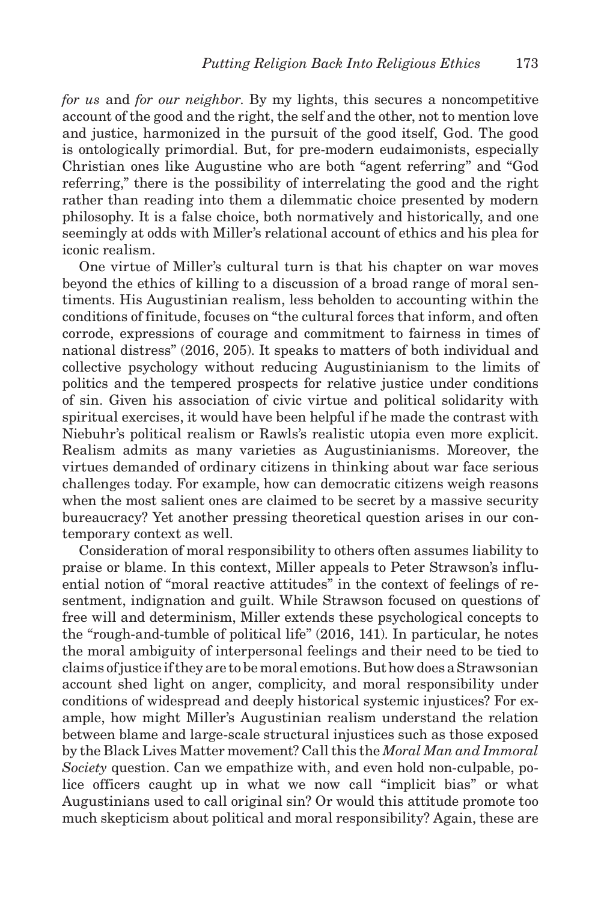*for us* and *for our neighbor.* By my lights, this secures a noncompetitive account of the good and the right, the self and the other, not to mention love and justice, harmonized in the pursuit of the good itself, God. The good is ontologically primordial. But, for pre-modern eudaimonists, especially Christian ones like Augustine who are both "agent referring" and "God referring," there is the possibility of interrelating the good and the right rather than reading into them a dilemmatic choice presented by modern philosophy. It is a false choice, both normatively and historically, and one seemingly at odds with Miller's relational account of ethics and his plea for iconic realism.

One virtue of Miller's cultural turn is that his chapter on war moves beyond the ethics of killing to a discussion of a broad range of moral sentiments. His Augustinian realism, less beholden to accounting within the conditions of finitude, focuses on "the cultural forces that inform, and often corrode, expressions of courage and commitment to fairness in times of national distress" (2016, 205). It speaks to matters of both individual and collective psychology without reducing Augustinianism to the limits of politics and the tempered prospects for relative justice under conditions of sin. Given his association of civic virtue and political solidarity with spiritual exercises, it would have been helpful if he made the contrast with Niebuhr's political realism or Rawls's realistic utopia even more explicit. Realism admits as many varieties as Augustinianisms. Moreover, the virtues demanded of ordinary citizens in thinking about war face serious challenges today. For example, how can democratic citizens weigh reasons when the most salient ones are claimed to be secret by a massive security bureaucracy? Yet another pressing theoretical question arises in our contemporary context as well.

Consideration of moral responsibility to others often assumes liability to praise or blame. In this context, Miller appeals to Peter Strawson's influential notion of "moral reactive attitudes" in the context of feelings of resentment, indignation and guilt. While Strawson focused on questions of free will and determinism, Miller extends these psychological concepts to the "rough-and-tumble of political life" (2016, 141). In particular, he notes the moral ambiguity of interpersonal feelings and their need to be tied to claims of justice if they are to be moral emotions. But how does a Strawsonian account shed light on anger, complicity, and moral responsibility under conditions of widespread and deeply historical systemic injustices? For example, how might Miller's Augustinian realism understand the relation between blame and large-scale structural injustices such as those exposed by the Black Lives Matter movement? Call this the *Moral Man and Immoral Society* question. Can we empathize with, and even hold non-culpable, police officers caught up in what we now call "implicit bias" or what Augustinians used to call original sin? Or would this attitude promote too much skepticism about political and moral responsibility? Again, these are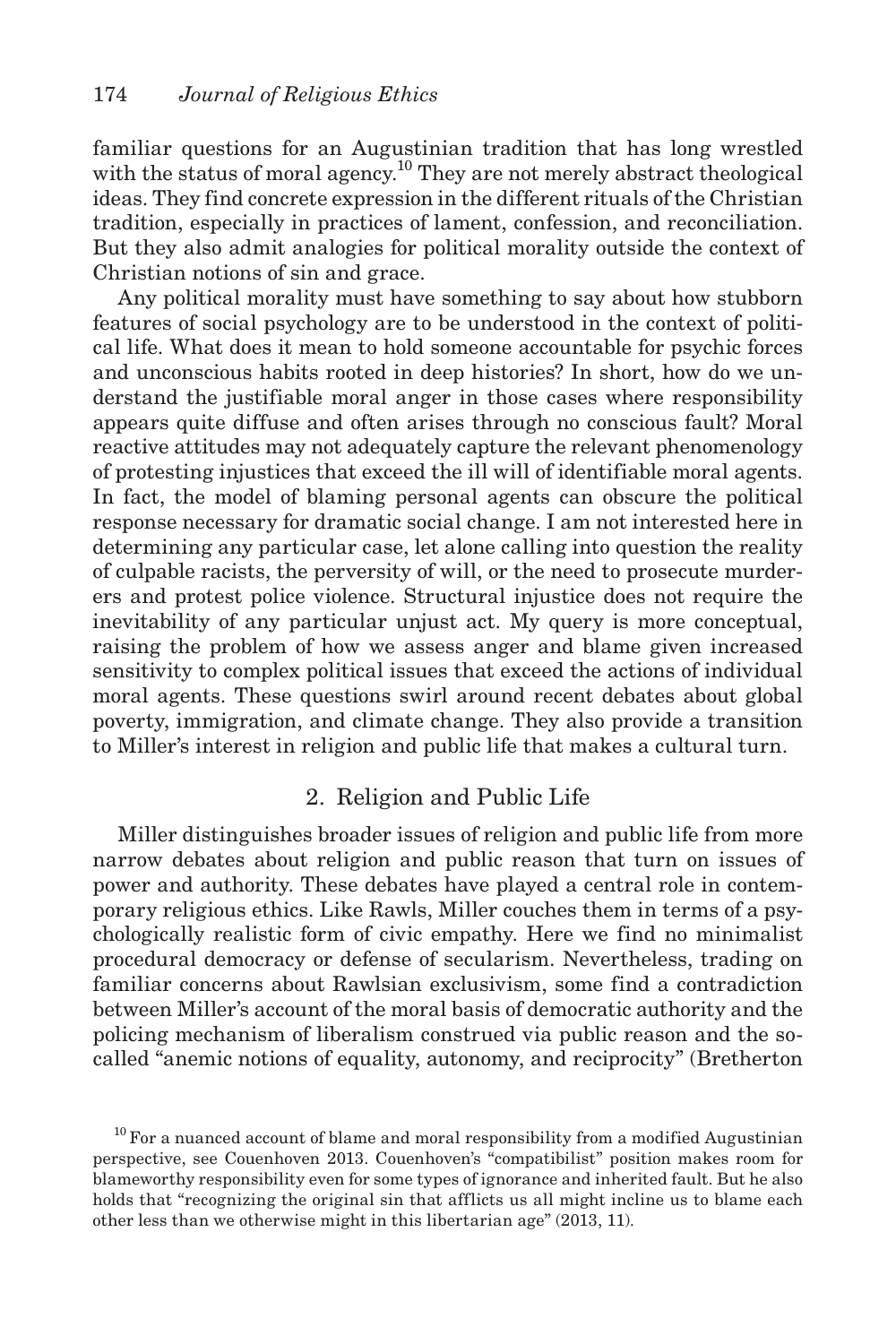familiar questions for an Augustinian tradition that has long wrestled with the status of moral agency.[10] They are not merely abstract theological ideas. They find concrete expression in the different rituals of the Christian tradition, especially in practices of lament, confession, and reconciliation. But they also admit analogies for political morality outside the context of Christian notions of sin and grace.

Any political morality must have something to say about how stubborn features of social psychology are to be understood in the context of political life. What does it mean to hold someone accountable for psychic forces and unconscious habits rooted in deep histories? In short, how do we understand the justifiable moral anger in those cases where responsibility appears quite diffuse and often arises through no conscious fault? Moral reactive attitudes may not adequately capture the relevant phenomenology of protesting injustices that exceed the ill will of identifiable moral agents. In fact, the model of blaming personal agents can obscure the political response necessary for dramatic social change. I am not interested here in determining any particular case, let alone calling into question the reality of culpable racists, the perversity of will, or the need to prosecute murderers and protest police violence. Structural injustice does not require the inevitability of any particular unjust act. My query is more conceptual, raising the problem of how we assess anger and blame given increased sensitivity to complex political issues that exceed the actions of individual moral agents. These questions swirl around recent debates about global poverty, immigration, and climate change. They also provide a transition to Miller's interest in religion and public life that makes a cultural turn.

## 2. Religion and Public Life

Miller distinguishes broader issues of religion and public life from more narrow debates about religion and public reason that turn on issues of power and authority. These debates have played a central role in contemporary religious ethics. Like Rawls, Miller couches them in terms of a psychologically realistic form of civic empathy. Here we find no minimalist procedural democracy or defense of secularism. Nevertheless, trading on familiar concerns about Rawlsian exclusivism, some find a contradiction between Miller's account of the moral basis of democratic authority and the policing mechanism of liberalism construed via public reason and the so-called "anemic notions of equality, autonomy, and reciprocity" (Bretherton

[10] For a nuanced account of blame and moral responsibility from a modified Augustinian perspective, see Couenhoven 2013. Couenhoven's "compatibilist" position makes room for blameworthy responsibility even for some types of ignorance and inherited fault. But he also holds that "recognizing the original sin that afflicts us all might incline us to blame each other less than we otherwise might in this libertarian age" (2013, 11).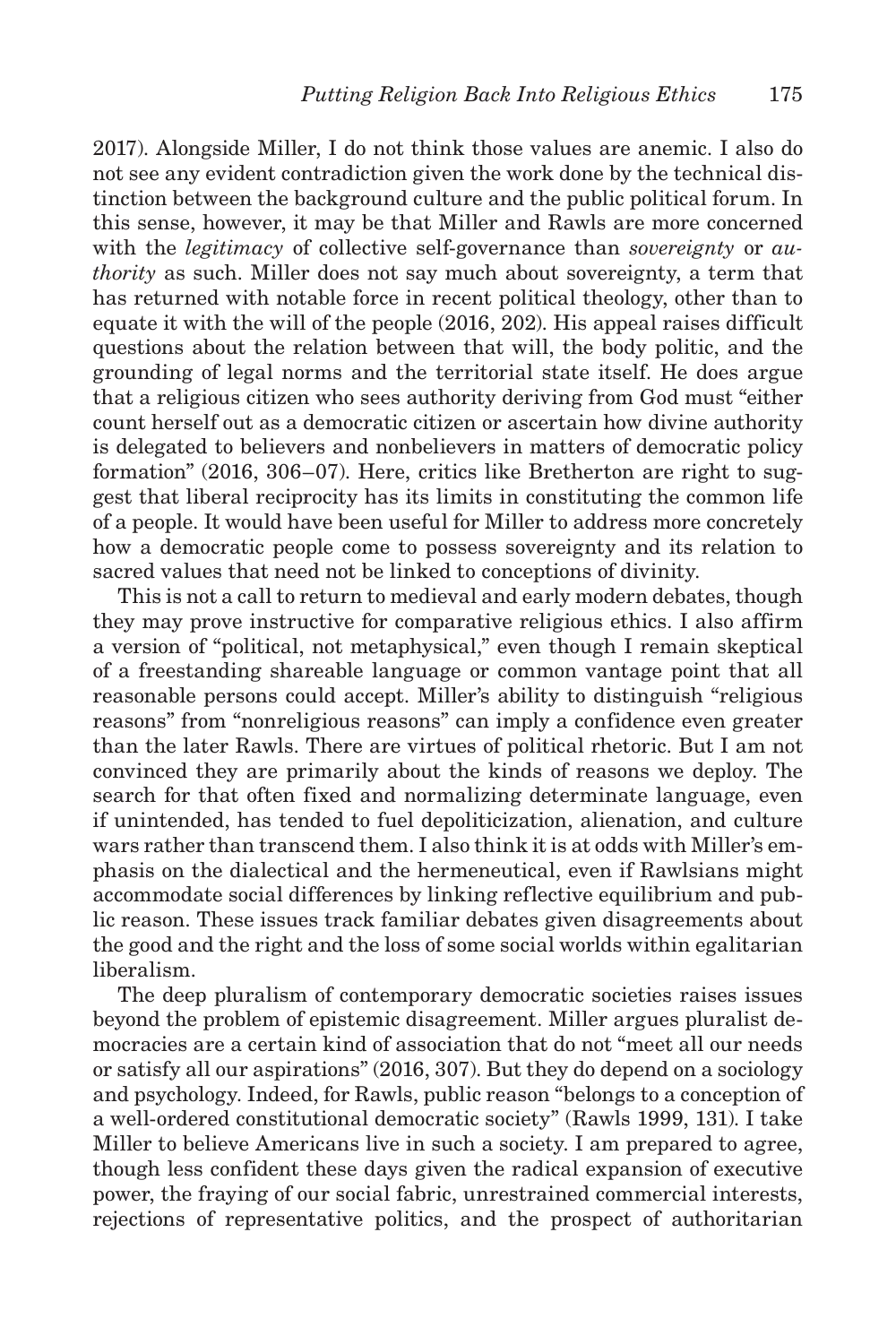2017). Alongside Miller, I do not think those values are anemic. I also do not see any evident contradiction given the work done by the technical distinction between the background culture and the public political forum. In this sense, however, it may be that Miller and Rawls are more concerned with the *legitimacy* of collective self-governance than *sovereignty* or *authority* as such. Miller does not say much about sovereignty, a term that has returned with notable force in recent political theology, other than to equate it with the will of the people (2016, 202). His appeal raises difficult questions about the relation between that will, the body politic, and the grounding of legal norms and the territorial state itself. He does argue that a religious citizen who sees authority deriving from God must "either count herself out as a democratic citizen or ascertain how divine authority is delegated to believers and nonbelievers in matters of democratic policy formation" (2016, 306–07). Here, critics like Bretherton are right to suggest that liberal reciprocity has its limits in constituting the common life of a people. It would have been useful for Miller to address more concretely how a democratic people come to possess sovereignty and its relation to sacred values that need not be linked to conceptions of divinity.

This is not a call to return to medieval and early modern debates, though they may prove instructive for comparative religious ethics. I also affirm a version of "political, not metaphysical," even though I remain skeptical of a freestanding shareable language or common vantage point that all reasonable persons could accept. Miller's ability to distinguish "religious reasons" from "nonreligious reasons" can imply a confidence even greater than the later Rawls. There are virtues of political rhetoric. But I am not convinced they are primarily about the kinds of reasons we deploy. The search for that often fixed and normalizing determinate language, even if unintended, has tended to fuel depoliticization, alienation, and culture wars rather than transcend them. I also think it is at odds with Miller's emphasis on the dialectical and the hermeneutical, even if Rawlsians might accommodate social differences by linking reflective equilibrium and public reason. These issues track familiar debates given disagreements about the good and the right and the loss of some social worlds within egalitarian liberalism.

The deep pluralism of contemporary democratic societies raises issues beyond the problem of epistemic disagreement. Miller argues pluralist democracies are a certain kind of association that do not "meet all our needs or satisfy all our aspirations" (2016, 307). But they do depend on a sociology and psychology. Indeed, for Rawls, public reason "belongs to a conception of a well-ordered constitutional democratic society" (Rawls 1999, 131). I take Miller to believe Americans live in such a society. I am prepared to agree, though less confident these days given the radical expansion of executive power, the fraying of our social fabric, unrestrained commercial interests, rejections of representative politics, and the prospect of authoritarian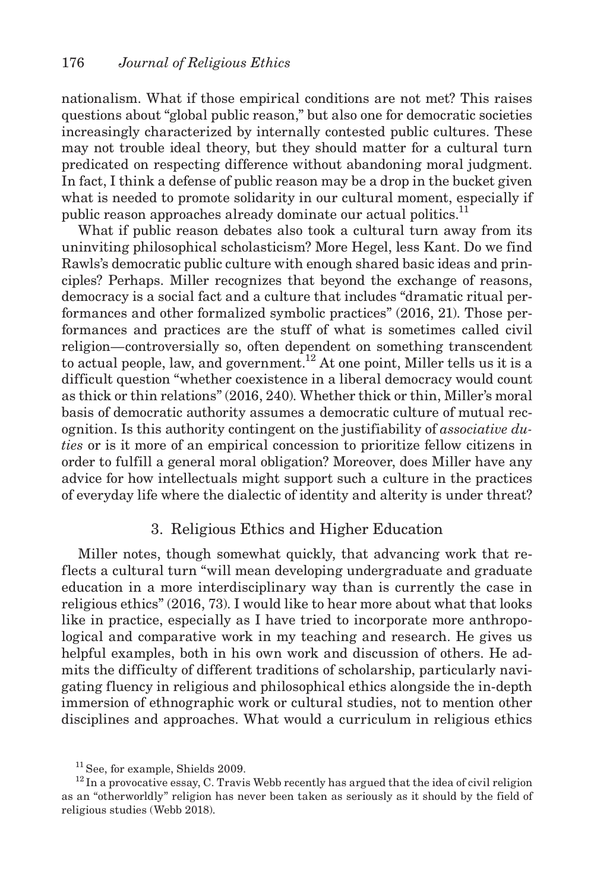nationalism. What if those empirical conditions are not met? This raises questions about "global public reason," but also one for democratic societies increasingly characterized by internally contested public cultures. These may not trouble ideal theory, but they should matter for a cultural turn predicated on respecting difference without abandoning moral judgment. In fact, I think a defense of public reason may be a drop in the bucket given what is needed to promote solidarity in our cultural moment, especially if public reason approaches already dominate our actual politics.[11]

What if public reason debates also took a cultural turn away from its uninviting philosophical scholasticism? More Hegel, less Kant. Do we find Rawls's democratic public culture with enough shared basic ideas and principles? Perhaps. Miller recognizes that beyond the exchange of reasons, democracy is a social fact and a culture that includes "dramatic ritual performances and other formalized symbolic practices" (2016, 21). Those performances and practices are the stuff of what is sometimes called civil religion—controversially so, often dependent on something transcendent to actual people, law, and government.[12] At one point, Miller tells us it is a difficult question "whether coexistence in a liberal democracy would count as thick or thin relations" (2016, 240). Whether thick or thin, Miller's moral basis of democratic authority assumes a democratic culture of mutual recognition. Is this authority contingent on the justifiability of *associative duties* or is it more of an empirical concession to prioritize fellow citizens in order to fulfill a general moral obligation? Moreover, does Miller have any advice for how intellectuals might support such a culture in the practices of everyday life where the dialectic of identity and alterity is under threat?

## 3. Religious Ethics and Higher Education

Miller notes, though somewhat quickly, that advancing work that reflects a cultural turn "will mean developing undergraduate and graduate education in a more interdisciplinary way than is currently the case in religious ethics" (2016, 73). I would like to hear more about what that looks like in practice, especially as I have tried to incorporate more anthropological and comparative work in my teaching and research. He gives us helpful examples, both in his own work and discussion of others. He admits the difficulty of different traditions of scholarship, particularly navigating fluency in religious and philosophical ethics alongside the in-depth immersion of ethnographic work or cultural studies, not to mention other disciplines and approaches. What would a curriculum in religious ethics

[11] See, for example, Shields 2009.

[12] In a provocative essay, C. Travis Webb recently has argued that the idea of civil religion as an "otherworldly" religion has never been taken as seriously as it should by the field of religious studies (Webb 2018).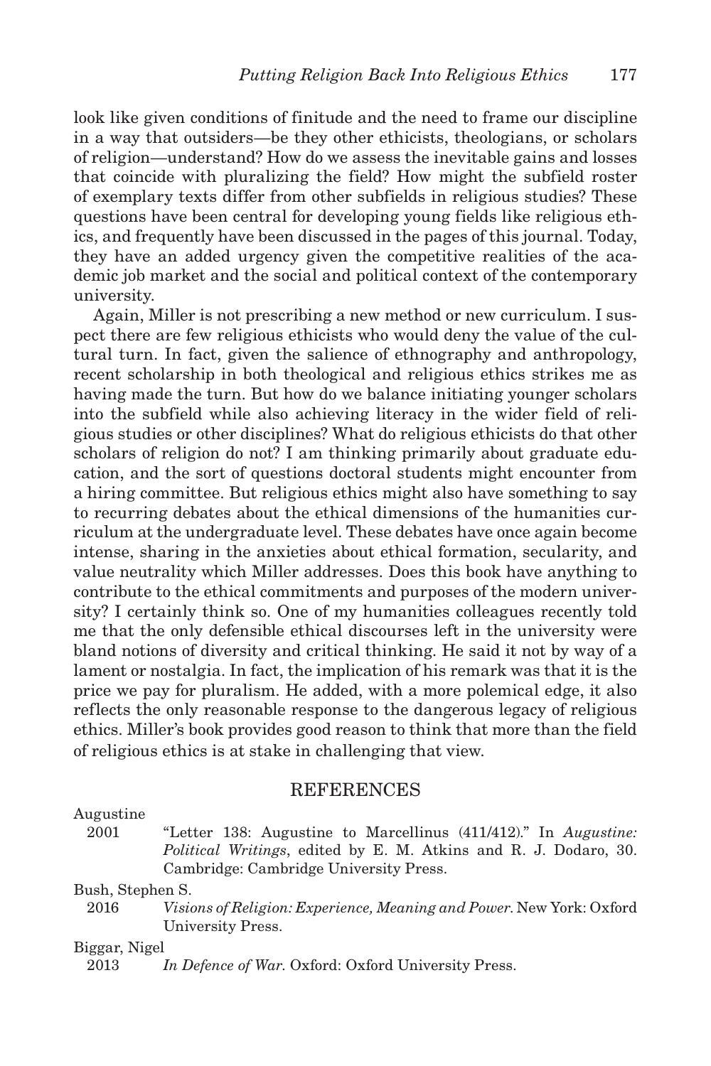look like given conditions of finitude and the need to frame our discipline in a way that outsiders—be they other ethicists, theologians, or scholars of religion—understand? How do we assess the inevitable gains and losses that coincide with pluralizing the field? How might the subfield roster of exemplary texts differ from other subfields in religious studies? These questions have been central for developing young fields like religious ethics, and frequently have been discussed in the pages of this journal. Today, they have an added urgency given the competitive realities of the academic job market and the social and political context of the contemporary university.

Again, Miller is not prescribing a new method or new curriculum. I suspect there are few religious ethicists who would deny the value of the cultural turn. In fact, given the salience of ethnography and anthropology, recent scholarship in both theological and religious ethics strikes me as having made the turn. But how do we balance initiating younger scholars into the subfield while also achieving literacy in the wider field of religious studies or other disciplines? What do religious ethicists do that other scholars of religion do not? I am thinking primarily about graduate education, and the sort of questions doctoral students might encounter from a hiring committee. But religious ethics might also have something to say to recurring debates about the ethical dimensions of the humanities curriculum at the undergraduate level. These debates have once again become intense, sharing in the anxieties about ethical formation, secularity, and value neutrality which Miller addresses. Does this book have anything to contribute to the ethical commitments and purposes of the modern university? I certainly think so. One of my humanities colleagues recently told me that the only defensible ethical discourses left in the university were bland notions of diversity and critical thinking. He said it not by way of a lament or nostalgia. In fact, the implication of his remark was that it is the price we pay for pluralism. He added, with a more polemical edge, it also reflects the only reasonable response to the dangerous legacy of religious ethics. Miller's book provides good reason to think that more than the field of religious ethics is at stake in challenging that view.

## REFERENCES

Augustine
2001 "Letter 138: Augustine to Marcellinus (411/412)." In *Augustine: Political Writings*, edited by E. M. Atkins and R. J. Dodaro, 30. Cambridge: Cambridge University Press.

Bush, Stephen S.
2016 *Visions of Religion: Experience, Meaning and Power.* New York: Oxford University Press.

Biggar, Nigel
2013 *In Defence of War.* Oxford: Oxford University Press.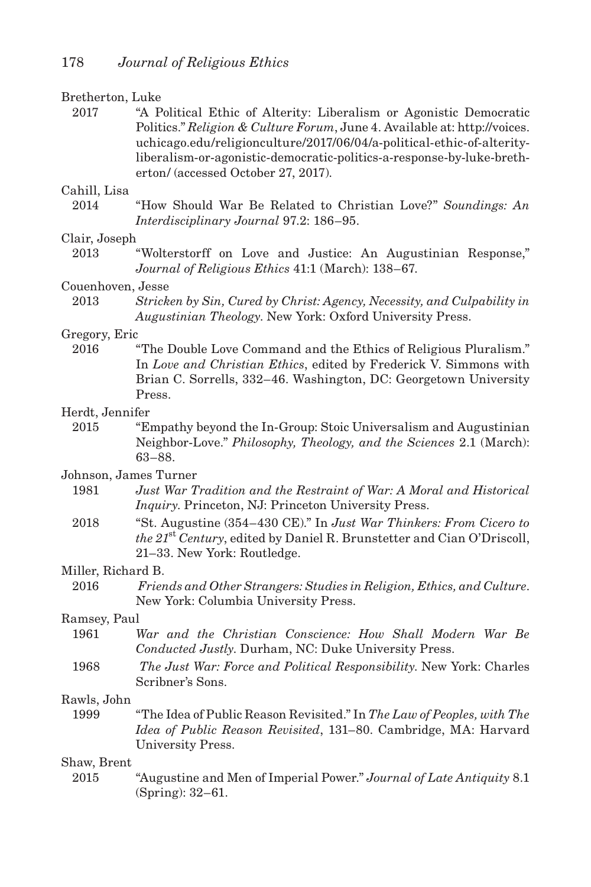Bretherton, Luke

2017 "A Political Ethic of Alterity: Liberalism or Agonistic Democratic Politics." *Religion & Culture Forum*, June 4. Available at: http://voices.uchicago.edu/religionculture/2017/06/04/a-political-ethic-of-alterity-liberalism-or-agonistic-democratic-politics-a-response-by-luke-bretherton/ (accessed October 27, 2017).

Cahill, Lisa

2014 "How Should War Be Related to Christian Love?" *Soundings: An Interdisciplinary Journal* 97.2: 186–95.

Clair, Joseph

2013 "Wolterstorff on Love and Justice: An Augustinian Response," *Journal of Religious Ethics* 41:1 (March): 138–67.

Couenhoven, Jesse

2013 *Stricken by Sin, Cured by Christ: Agency, Necessity, and Culpability in Augustinian Theology*. New York: Oxford University Press.

Gregory, Eric

2016 "The Double Love Command and the Ethics of Religious Pluralism." In *Love and Christian Ethics*, edited by Frederick V. Simmons with Brian C. Sorrells, 332–46. Washington, DC: Georgetown University Press.

Herdt, Jennifer

2015 "Empathy beyond the In-Group: Stoic Universalism and Augustinian Neighbor-Love." *Philosophy, Theology, and the Sciences* 2.1 (March): 63–88.

Johnson, James Turner

1981 *Just War Tradition and the Restraint of War: A Moral and Historical Inquiry*. Princeton, NJ: Princeton University Press.

2018 "St. Augustine (354–430 CE)." In *Just War Thinkers: From Cicero to the 21st Century*, edited by Daniel R. Brunstetter and Cian O'Driscoll, 21–33. New York: Routledge.

Miller, Richard B.

2016 *Friends and Other Strangers: Studies in Religion, Ethics, and Culture*. New York: Columbia University Press.

Ramsey, Paul

1961 *War and the Christian Conscience: How Shall Modern War Be Conducted Justly*. Durham, NC: Duke University Press.

1968 *The Just War: Force and Political Responsibility*. New York: Charles Scribner's Sons.

Rawls, John

1999 "The Idea of Public Reason Revisited." In *The Law of Peoples, with The Idea of Public Reason Revisited*, 131–80. Cambridge, MA: Harvard University Press.

Shaw, Brent

2015 "Augustine and Men of Imperial Power." *Journal of Late Antiquity* 8.1 (Spring): 32–61.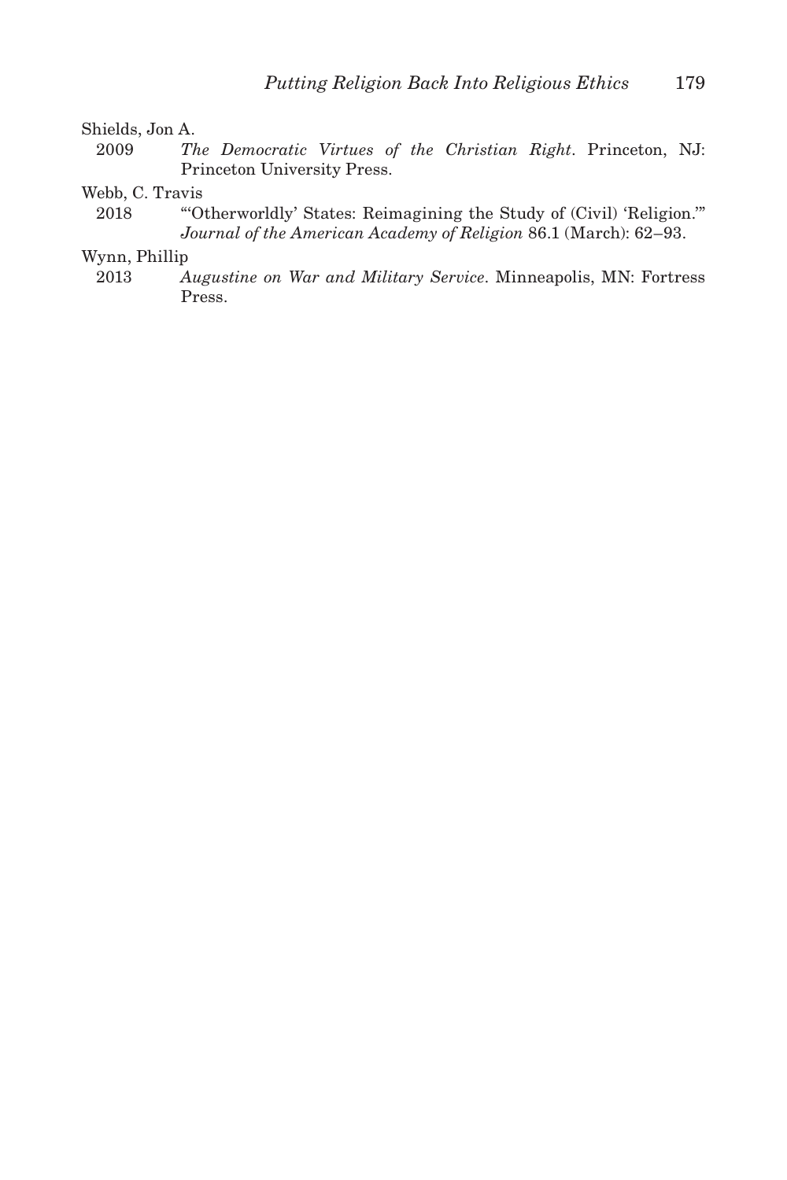Shields, Jon A.

2009 *The Democratic Virtues of the Christian Right*. Princeton, NJ: Princeton University Press.

Webb, C. Travis

2018 "'Otherworldly' States: Reimagining the Study of (Civil) 'Religion.'" *Journal of the American Academy of Religion* 86.1 (March): 62–93.

Wynn, Phillip

2013 *Augustine on War and Military Service*. Minneapolis, MN: Fortress Press.